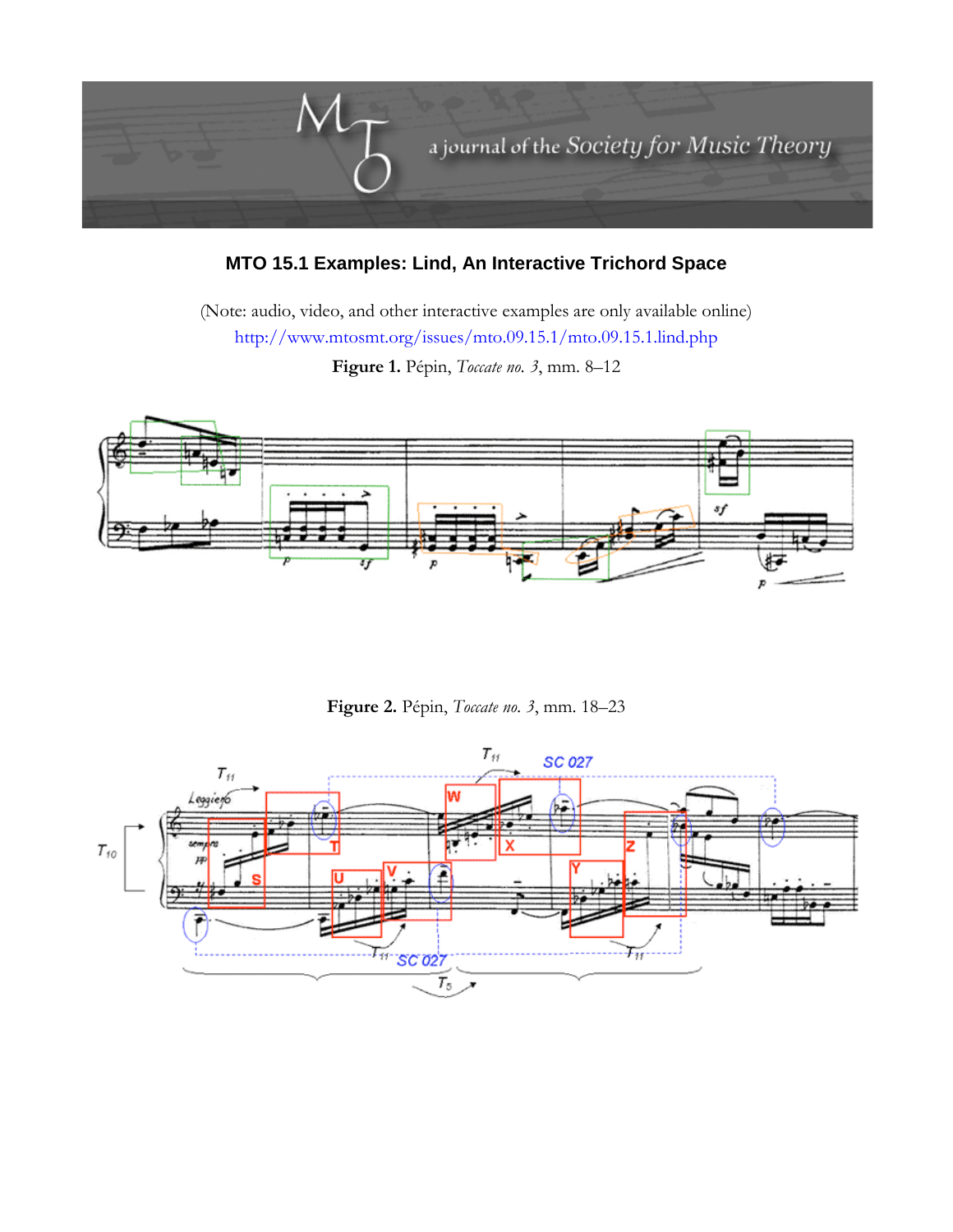## MTO 15.1 Examples: Lind, An Interactive Trichord Space

(Note: audio, video, and other interactive examples are only available online)
http://www.mtosmt.org/issues/mto.09.15.1/mto.09.15.1.lind.php

**Figure 1.** Pépin, *Toccate no. 3*, mm. 8–12

**Figure 2.** Pépin, *Toccate no. 3*, mm. 18–23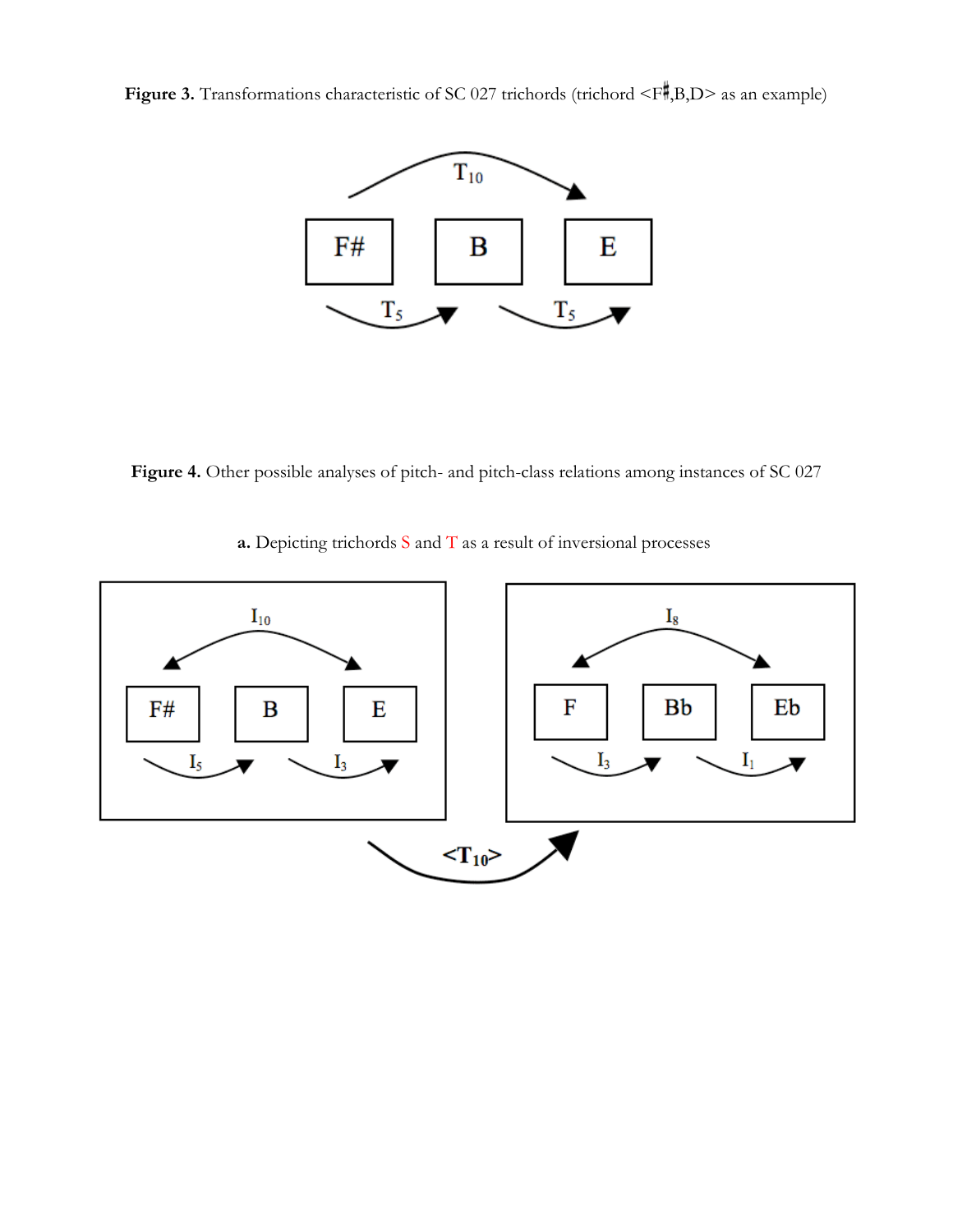**Figure 3.** Transformations characteristic of SC 027 trichords (trichord <F♯,B,D> as an example)

$T_{10}$

F# B E

$T_5$ $T_5$

**Figure 4.** Other possible analyses of pitch- and pitch-class relations among instances of SC 027

**a.** Depicting trichords S and T as a result of inversional processes

$I_{10}$

F# B E

$I_5$ $I_3$

$I_8$

F Bb Eb

$I_3$ $I_1$

$<T_{10}>$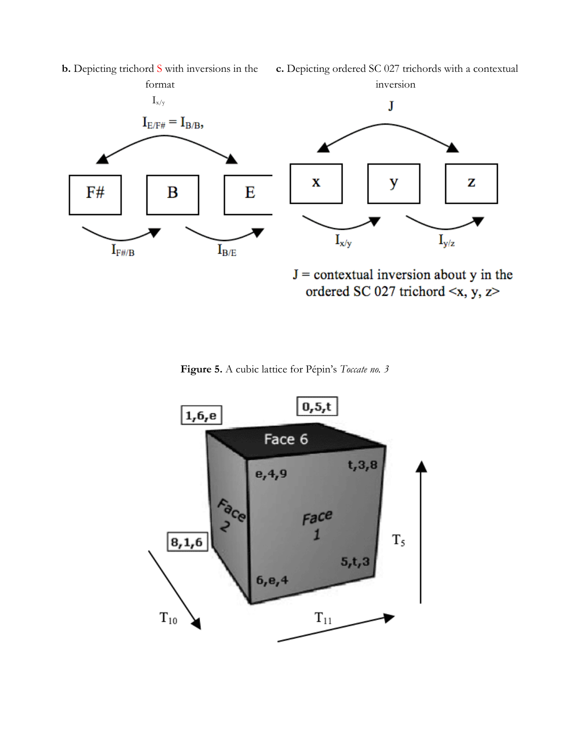**b.** Depicting trichord S with inversions in the format $I_{x/y}$

$I_{E/F\#} = I_{B/B}$,

F# B E

$I_{F\#/B}$ $I_{B/E}$

**c.** Depicting ordered SC 027 trichords with a contextual inversion

J

x y z

$I_{x/y}$ $I_{y/z}$

J = contextual inversion about y in the ordered SC 027 trichord <x, y, z>

**Figure 5.** A cubic lattice for Pépin's *Toccate no. 3*

1,6,e 0,5,t

Face 6

e,4,9 t,3,8

Face 2

Face 1

8,1,6

5,t,3

6,e,4

$T_5$

$T_{10}$

$T_{11}$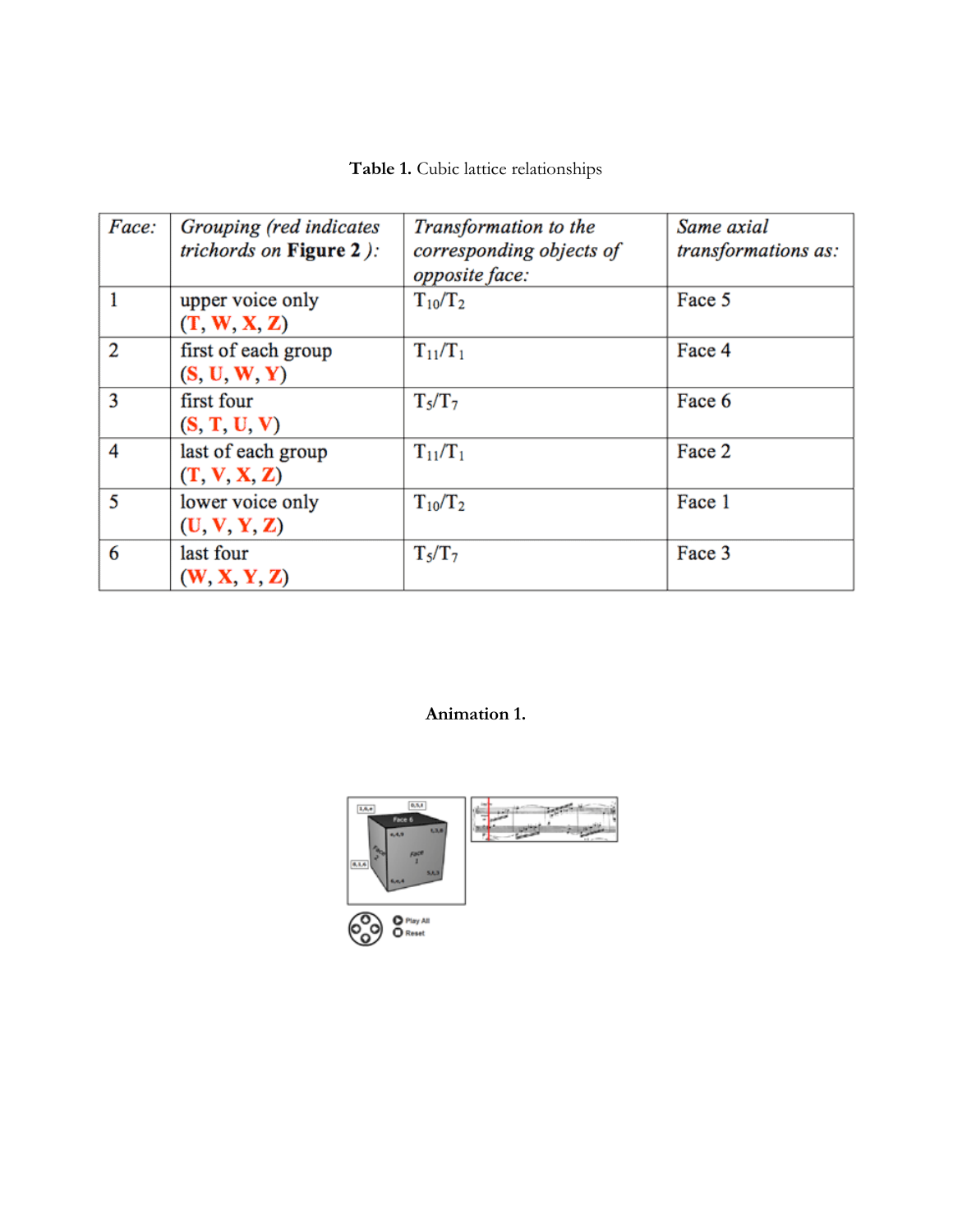**Table 1.** Cubic lattice relationships

| *Face:* | *Grouping (red indicates trichords on* **Figure 2** *):* | *Transformation to the corresponding objects of opposite face:* | *Same axial transformations as:* |
|---|---|---|---|
| 1 | upper voice only (**T**, **W**, **X**, **Z**) | $T_{10}/T_2$ | Face 5 |
| 2 | first of each group (**S**, **U**, **W**, **Y**) | $T_{11}/T_1$ | Face 4 |
| 3 | first four (**S**, **T**, **U**, **V**) | $T_5/T_7$ | Face 6 |
| 4 | last of each group (**T**, **V**, **X**, **Z**) | $T_{11}/T_1$ | Face 2 |
| 5 | lower voice only (**U**, **V**, **Y**, **Z**) | $T_{10}/T_2$ | Face 1 |
| 6 | last four (**W**, **X**, **Y**, **Z**) | $T_5/T_7$ | Face 3 |

**Animation 1.**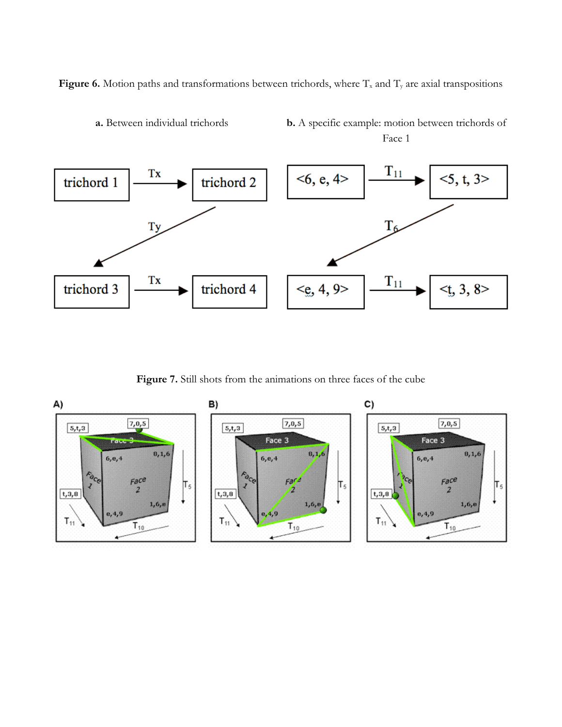**Figure 6.** Motion paths and transformations between trichords, where $T_x$ and $T_y$ are axial transpositions

**a.** Between individual trichords

| | | |
|---|---|---|
| trichord 1 | $\xrightarrow{Tx}$ | trichord 2 |
| | Ty (trichord 2 → trichord 3) | |
| trichord 3 | $\xrightarrow{Tx}$ | trichord 4 |

**b.** A specific example: motion between trichords of Face 1

| | | |
|---|---|---|
| <6, e, 4> | $\xrightarrow{T_{11}}$ | <5, t, 3> |
| | $T_6$ (<5, t, 3> → <e, 4, 9>) | |
| <e, 4, 9> | $\xrightarrow{T_{11}}$ | <t, 3, 8> |

**Figure 7.** Still shots from the animations on three faces of the cube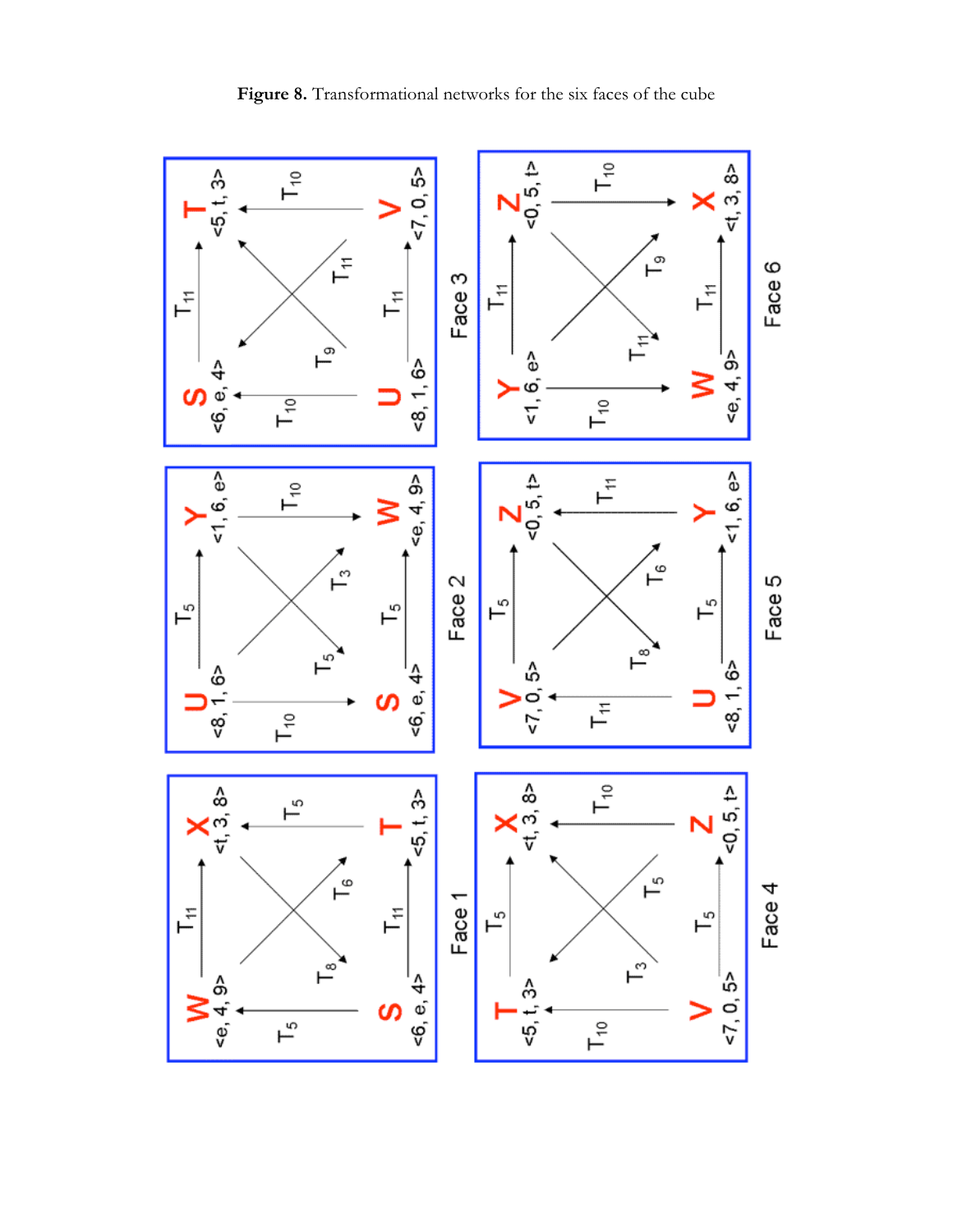**Figure 8.** Transformational networks for the six faces of the cube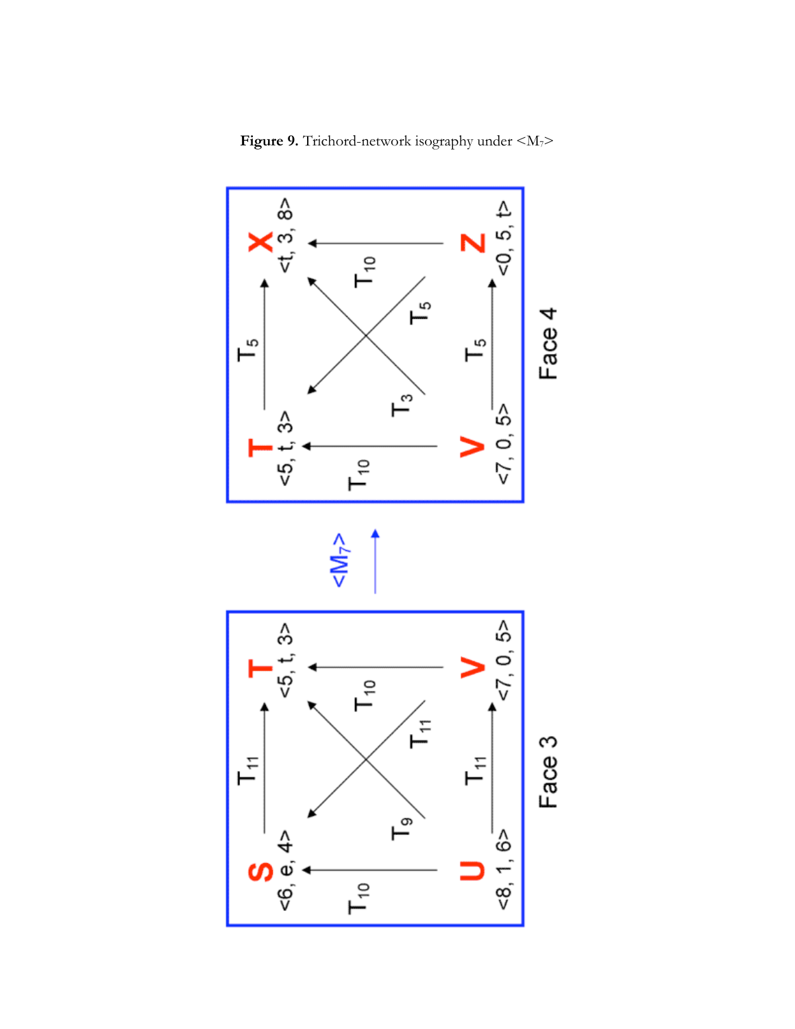**Figure 9.** Trichord-network isography under <$M_7$>

Face 3

S <6, e, 4>

T <5, t, 3>

U <8, 1, 6>

V <7, 0, 5>

$T_{11}$ (S → T), $T_{10}$ (U → S), $T_{10}$ (V → T), $T_{11}$ (U → V), $T_9$, $T_{11}$

<$M_7$>

Face 4

T <5, t, 3>

X <t, 3, 8>

V <7, 0, 5>

Z <0, 5, t>

$T_5$ (T → X), $T_{10}$ (V → T), $T_{10}$ (Z → X), $T_5$ (V → Z), $T_3$, $T_5$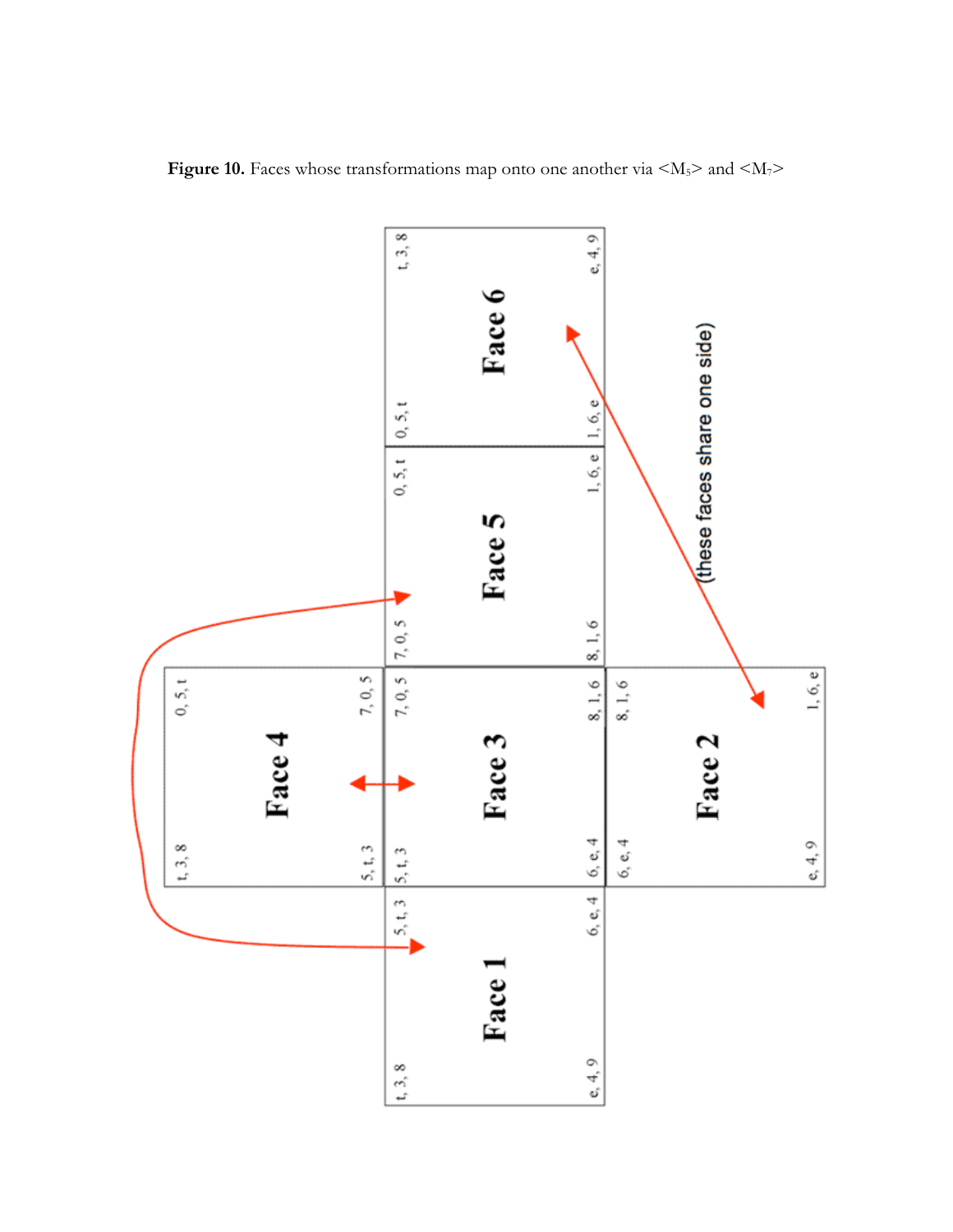**Figure 10.** Faces whose transformations map onto one another via $<M_5>$ and $<M_7>$

| | Face 4 | | |
|---|---|---|---|
| Face 1 | Face 3 | Face 5 | Face 6 |
| | Face 2 | | |

Face 1: t, 3, 8 | 5, t, 3 | e, 4, 9 | 6, e, 4

Face 2: 6, e, 4 | 8, 1, 6 | e, 4, 9 | 1, 6, e

Face 3: 5, t, 3 | 7, 0, 5 | 6, e, 4 | 8, 1, 6

Face 4: t, 3, 8 | 0, 5, t | 5, t, 3 | 7, 0, 5

Face 5: 7, 0, 5 | 0, 5, t | 8, 1, 6 | 1, 6, e

Face 6: 0, 5, t | t, 3, 8 | 1, 6, e | e, 4, 9

(these faces share one side)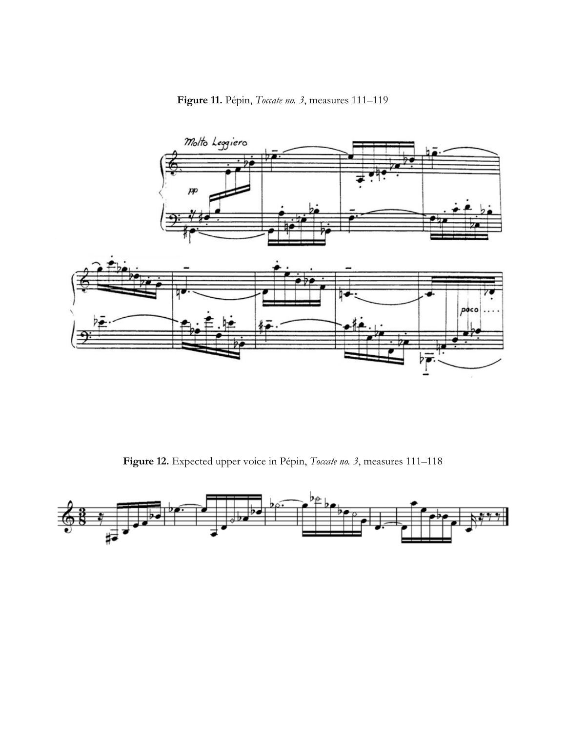**Figure 11.** Pépin, *Toccate no. 3*, measures 111–119

**Figure 12.** Expected upper voice in Pépin, *Toccate no. 3*, measures 111–118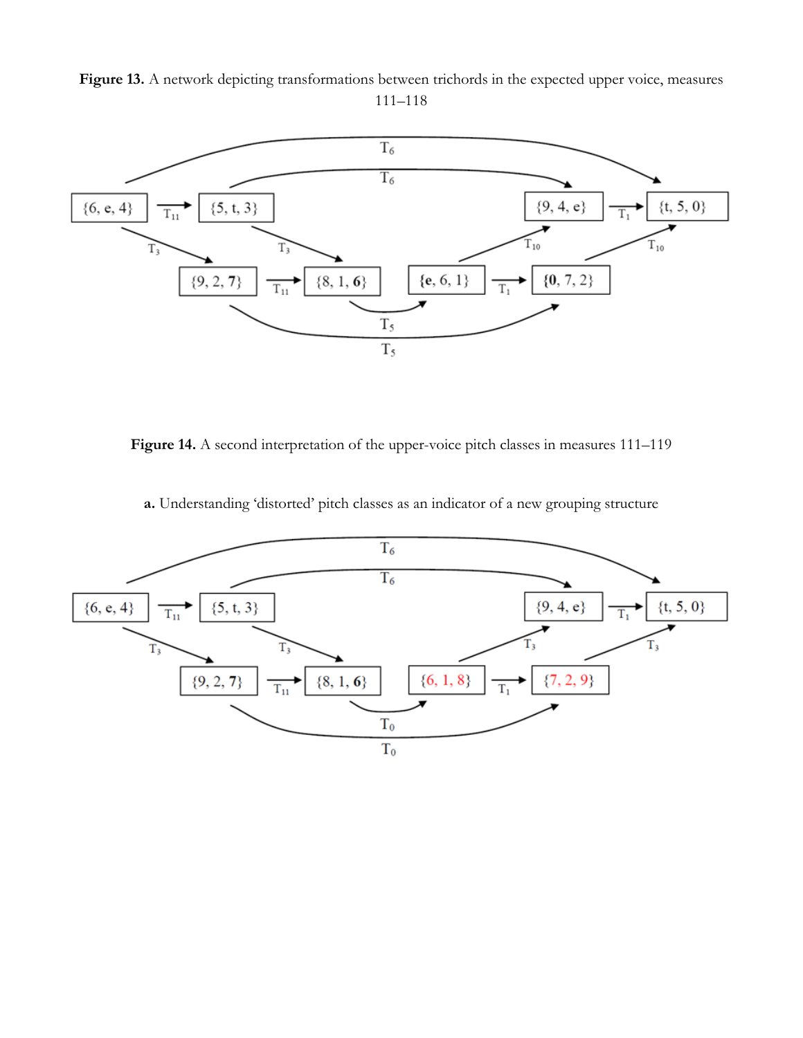**Figure 13.** A network depicting transformations between trichords in the expected upper voice, measures 111–118

**Figure 14.** A second interpretation of the upper-voice pitch classes in measures 111–119

**a.** Understanding 'distorted' pitch classes as an indicator of a new grouping structure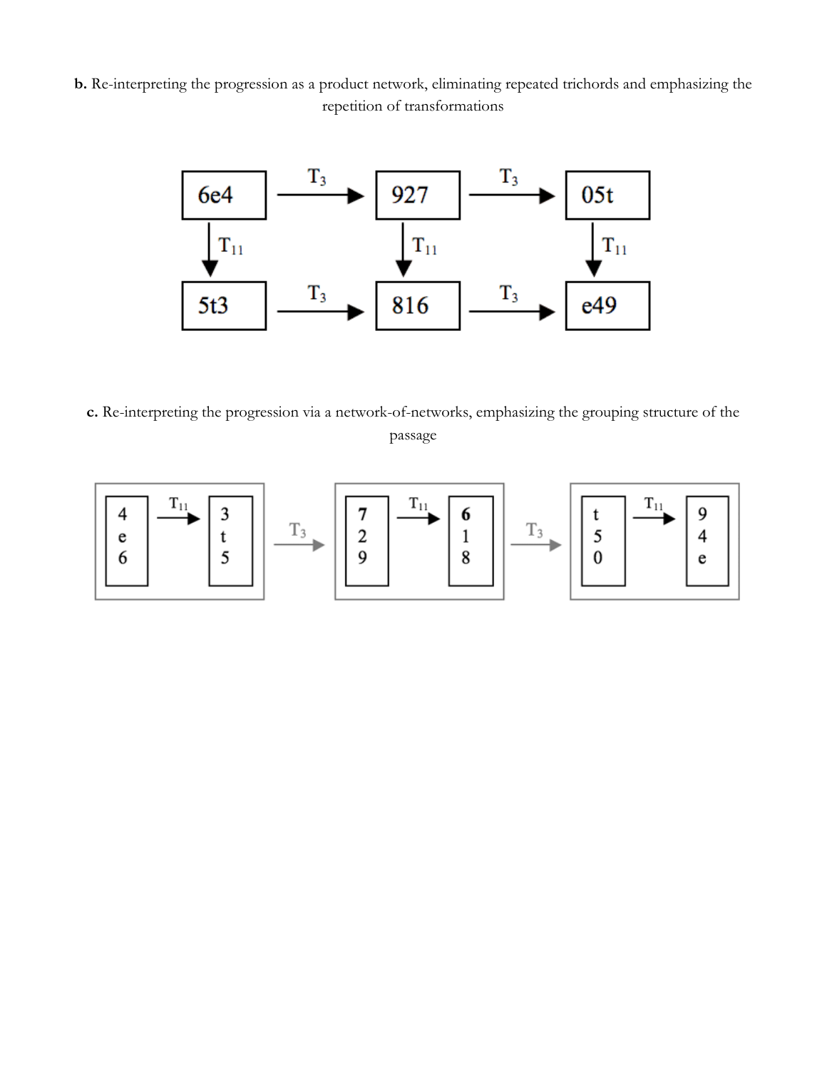**b.** Re-interpreting the progression as a product network, eliminating repeated trichords and emphasizing the repetition of transformations

| 6e4 | $\xrightarrow{T_3}$ | 927 | $\xrightarrow{T_3}$ | 05t |
|---|---|---|---|---|
| $\downarrow T_{11}$ | | $\downarrow T_{11}$ | | $\downarrow T_{11}$ |
| 5t3 | $\xrightarrow{T_3}$ | 816 | $\xrightarrow{T_3}$ | e49 |

**c.** Re-interpreting the progression via a network-of-networks, emphasizing the grouping structure of the passage

[ 4 e 6 $\xrightarrow{T_{11}}$ 3 t 5 ] $\xrightarrow{T_3}$ [ 7 2 9 $\xrightarrow{T_{11}}$ 6 1 8 ] $\xrightarrow{T_3}$ [ t 5 0 $\xrightarrow{T_{11}}$ 9 4 e ]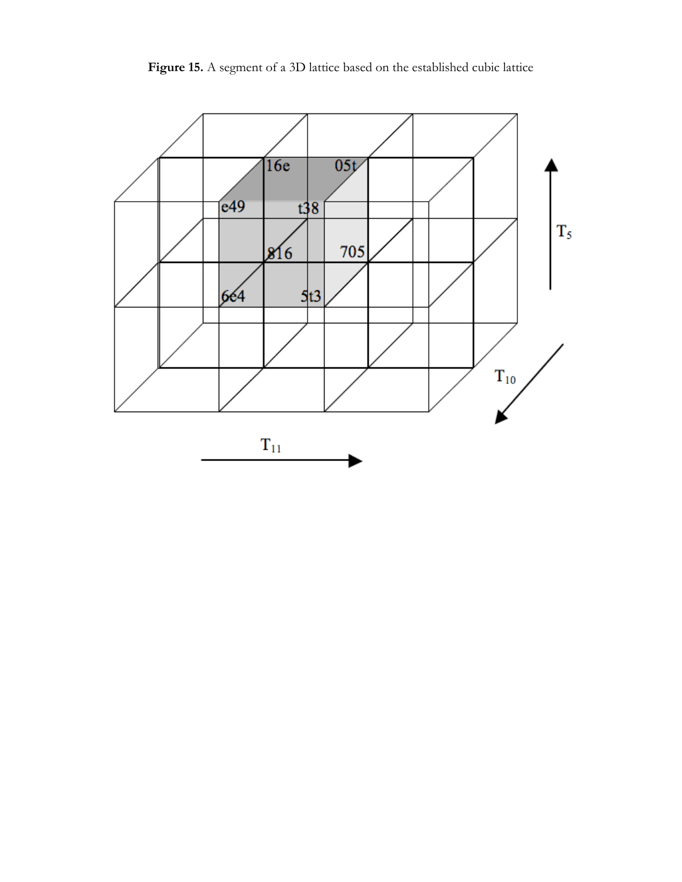**Figure 15.** A segment of a 3D lattice based on the established cubic lattice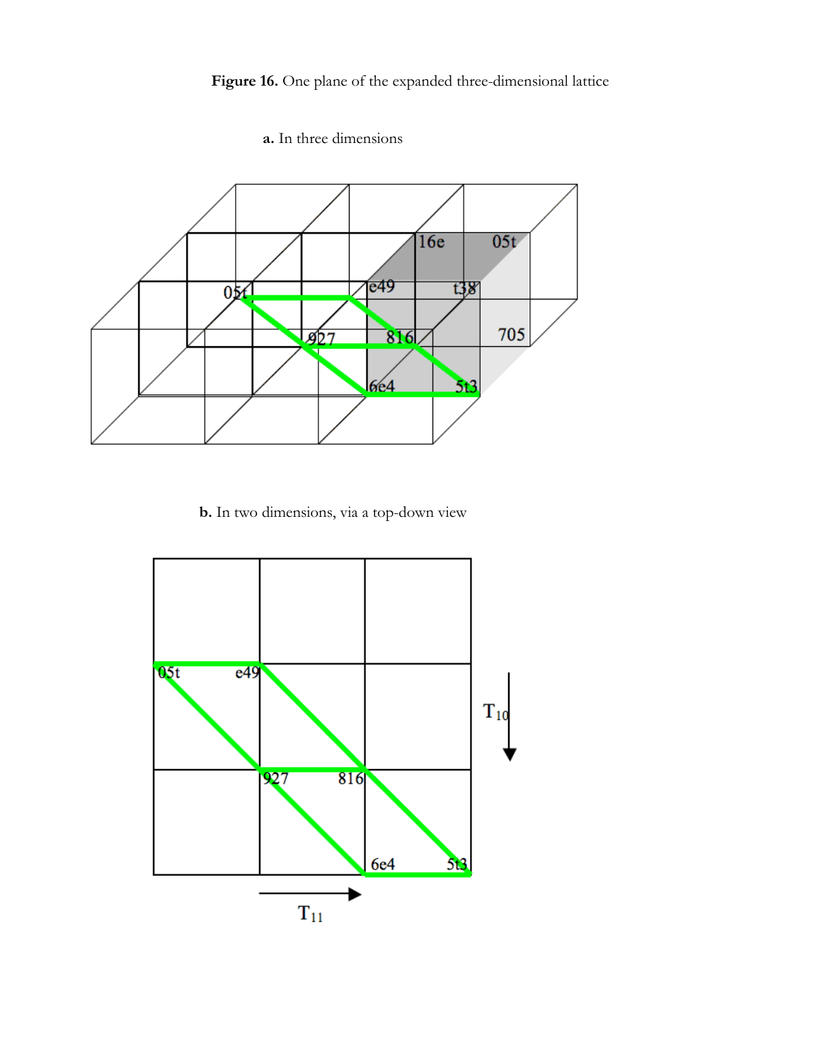**Figure 16.** One plane of the expanded three-dimensional lattice

**a.** In three dimensions

**b.** In two dimensions, via a top-down view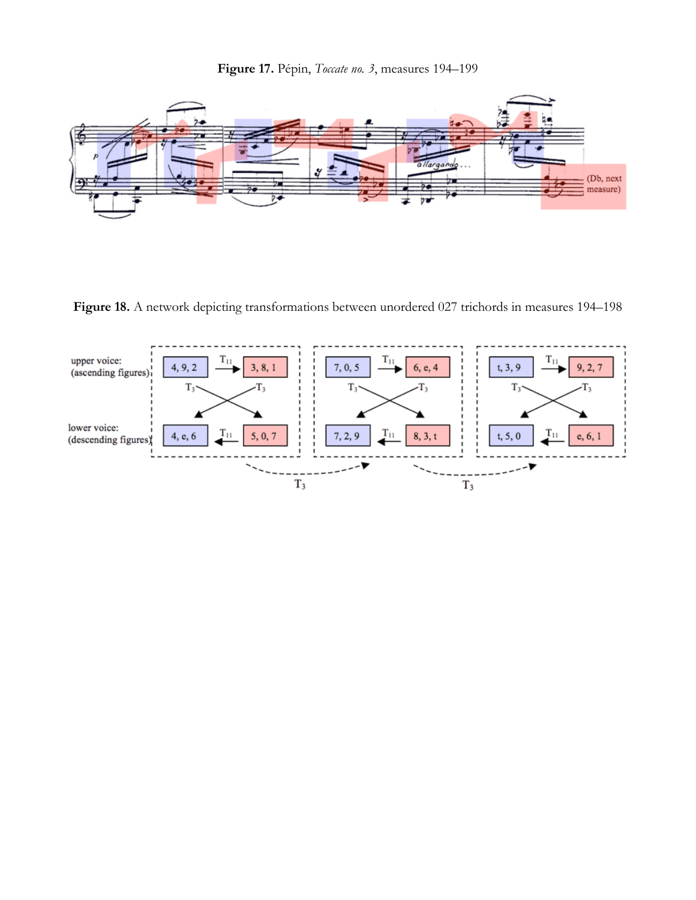**Figure 17.** Pépin, *Toccate no. 3*, measures 194–199

**Figure 18.** A network depicting transformations between unordered 027 trichords in measures 194–198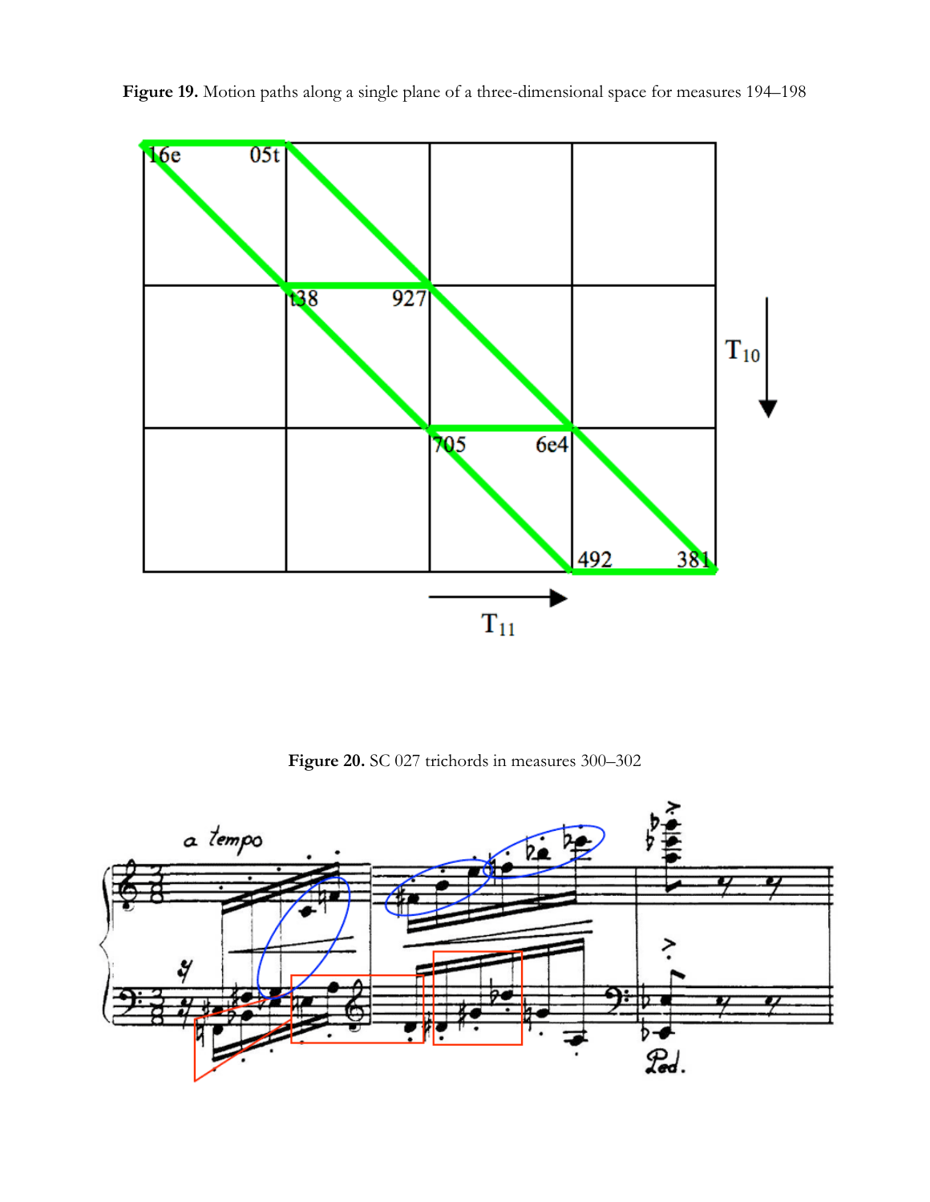**Figure 19.** Motion paths along a single plane of a three-dimensional space for measures 194–198

**Figure 20.** SC 027 trichords in measures 300–302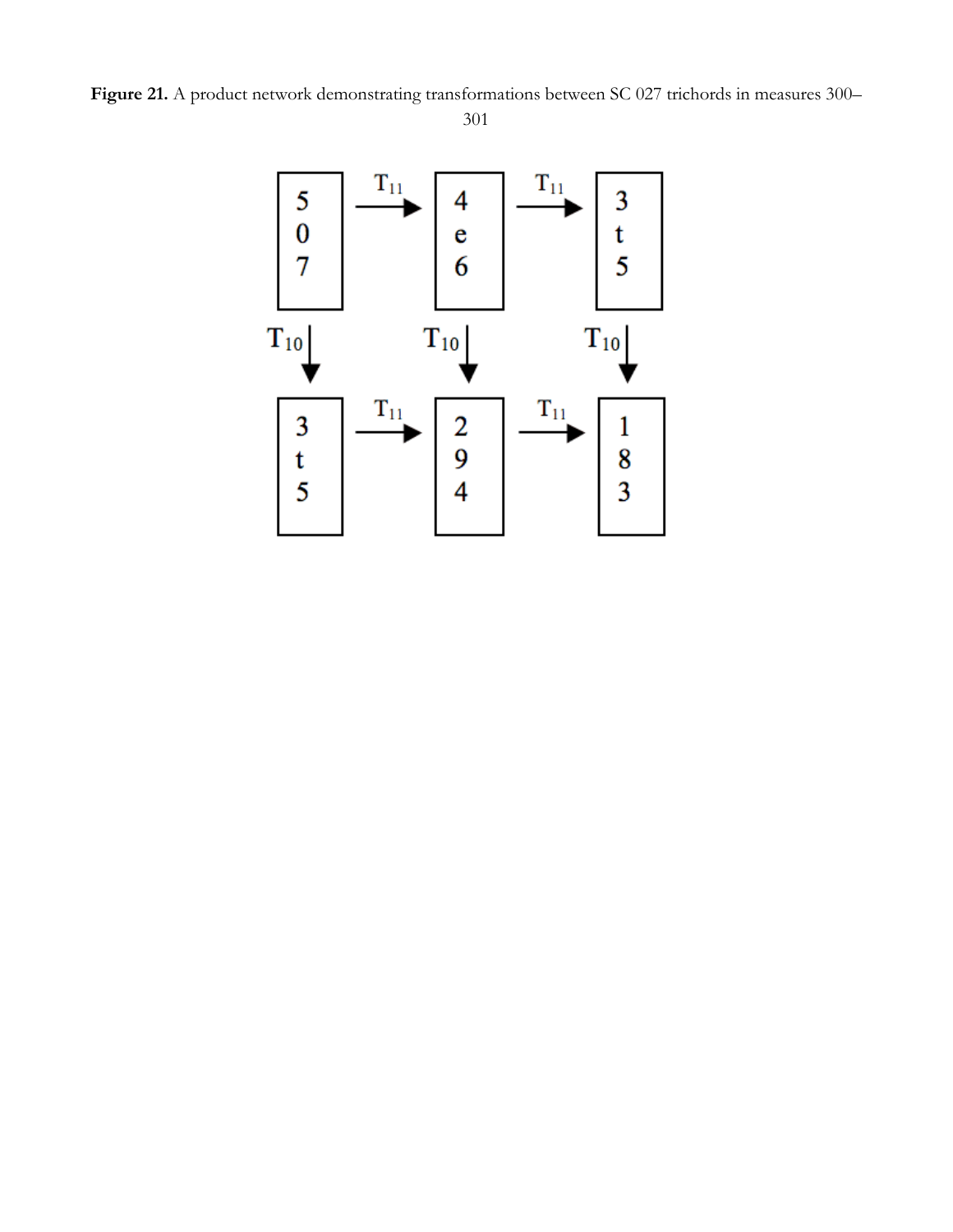**Figure 21.** A product network demonstrating transformations between SC 027 trichords in measures 300–301

| 5 0 7 | $\xrightarrow{T_{11}}$ | 4 e 6 | $\xrightarrow{T_{11}}$ | 3 t 5 |
|---|---|---|---|---|
| $T_{10}\downarrow$ | | $T_{10}\downarrow$ | | $T_{10}\downarrow$ |
| 3 t 5 | $\xrightarrow{T_{11}}$ | 2 9 4 | $\xrightarrow{T_{11}}$ | 1 8 3 |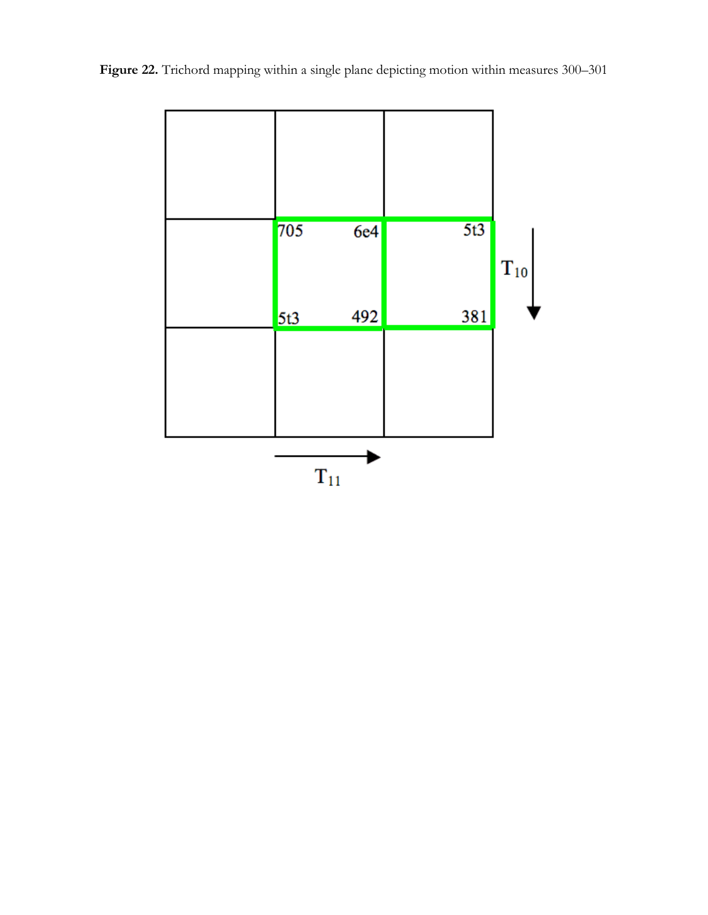**Figure 22.** Trichord mapping within a single plane depicting motion within measures 300–301

705

6e4

5t3

5t3

492

381

$T_{10}$

$T_{11}$